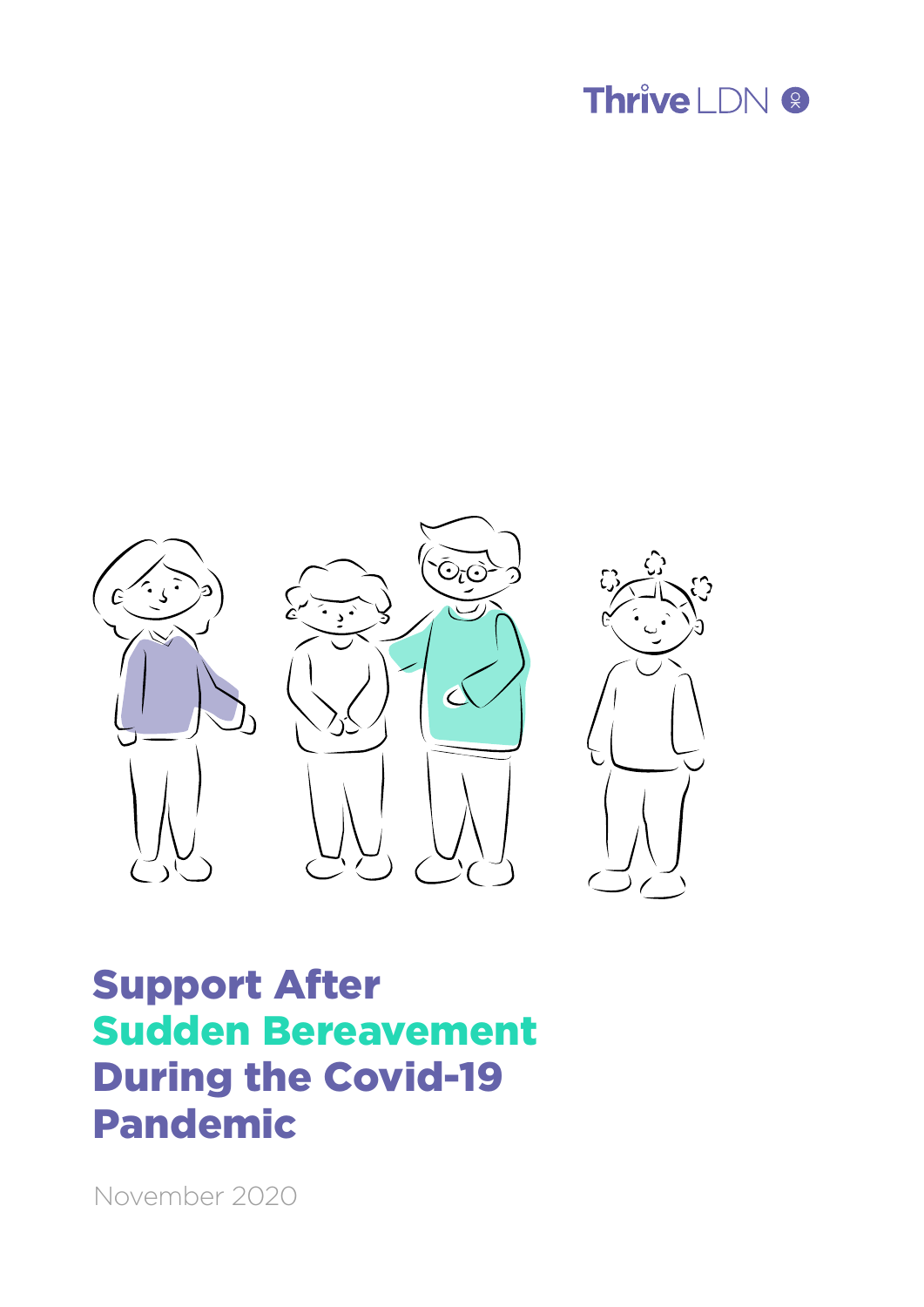Thrive LDN

# Support After Sudden Bereavement During the Covid-19 Pandemic

November 2020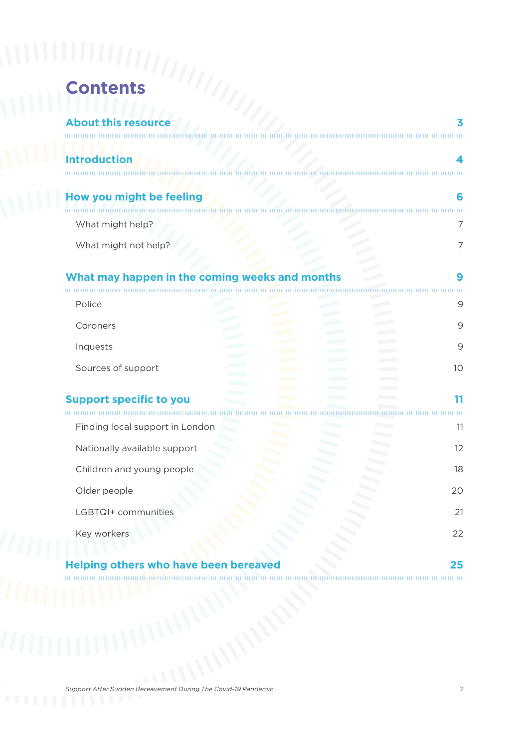# Contents

| | |
|---|---|
| **About this resource** | **3** |
| **Introduction** | **4** |
| **How you might be feeling** | **6** |
| What might help? | 7 |
| What might not help? | 7 |
| **What may happen in the coming weeks and months** | **9** |
| Police | 9 |
| Coroners | 9 |
| Inquests | 9 |
| Sources of support | 10 |
| **Support specific to you** | **11** |
| Finding local support in London | 11 |
| Nationally available support | 12 |
| Children and young people | 18 |
| Older people | 20 |
| LGBTQI+ communities | 21 |
| Key workers | 22 |
| **Helping others who have been bereaved** | **25** |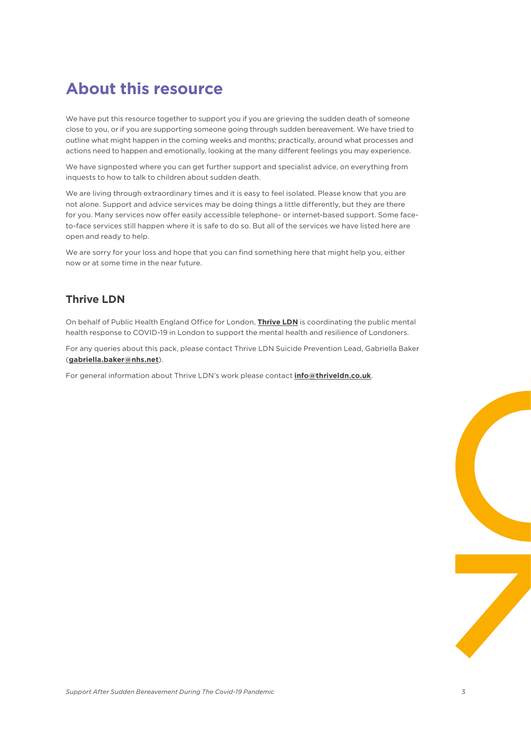# About this resource

We have put this resource together to support you if you are grieving the sudden death of someone close to you, or if you are supporting someone going through sudden bereavement. We have tried to outline what might happen in the coming weeks and months; practically, around what processes and actions need to happen and emotionally, looking at the many different feelings you may experience.

We have signposted where you can get further support and specialist advice, on everything from inquests to how to talk to children about sudden death.

We are living through extraordinary times and it is easy to feel isolated. Please know that you are not alone. Support and advice services may be doing things a little differently, but they are there for you. Many services now offer easily accessible telephone- or internet-based support. Some face-to-face services still happen where it is safe to do so. But all of the services we have listed here are open and ready to help.

We are sorry for your loss and hope that you can find something here that might help you, either now or at some time in the near future.

## Thrive LDN

On behalf of Public Health England Office for London, **Thrive LDN** is coordinating the public mental health response to COVID-19 in London to support the mental health and resilience of Londoners.

For any queries about this pack, please contact Thrive LDN Suicide Prevention Lead, Gabriella Baker (**gabriella.baker@nhs.net**).

For general information about Thrive LDN's work please contact **info@thriveldn.co.uk**.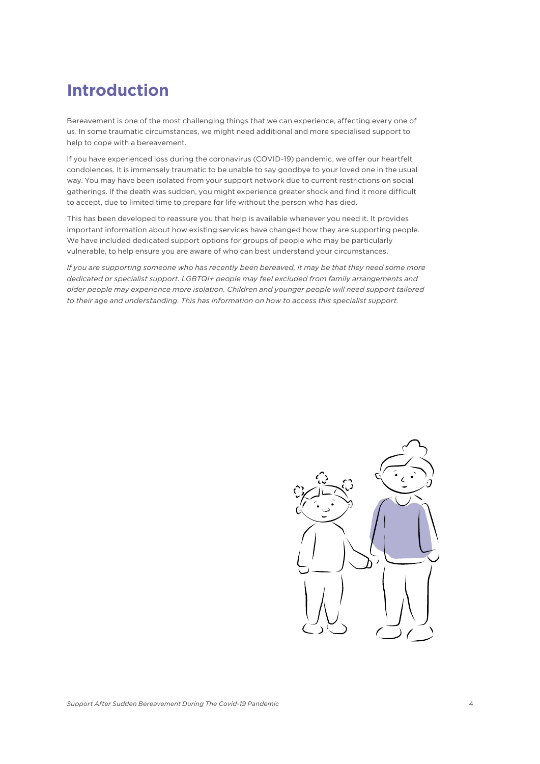# Introduction

Bereavement is one of the most challenging things that we can experience, affecting every one of us. In some traumatic circumstances, we might need additional and more specialised support to help to cope with a bereavement.

If you have experienced loss during the coronavirus (COVID-19) pandemic, we offer our heartfelt condolences. It is immensely traumatic to be unable to say goodbye to your loved one in the usual way. You may have been isolated from your support network due to current restrictions on social gatherings. If the death was sudden, you might experience greater shock and find it more difficult to accept, due to limited time to prepare for life without the person who has died.

This has been developed to reassure you that help is available whenever you need it. It provides important information about how existing services have changed how they are supporting people. We have included dedicated support options for groups of people who may be particularly vulnerable, to help ensure you are aware of who can best understand your circumstances.

*If you are supporting someone who has recently been bereaved, it may be that they need some more dedicated or specialist support. LGBTQI+ people may feel excluded from family arrangements and older people may experience more isolation. Children and younger people will need support tailored to their age and understanding. This has information on how to access this specialist support.*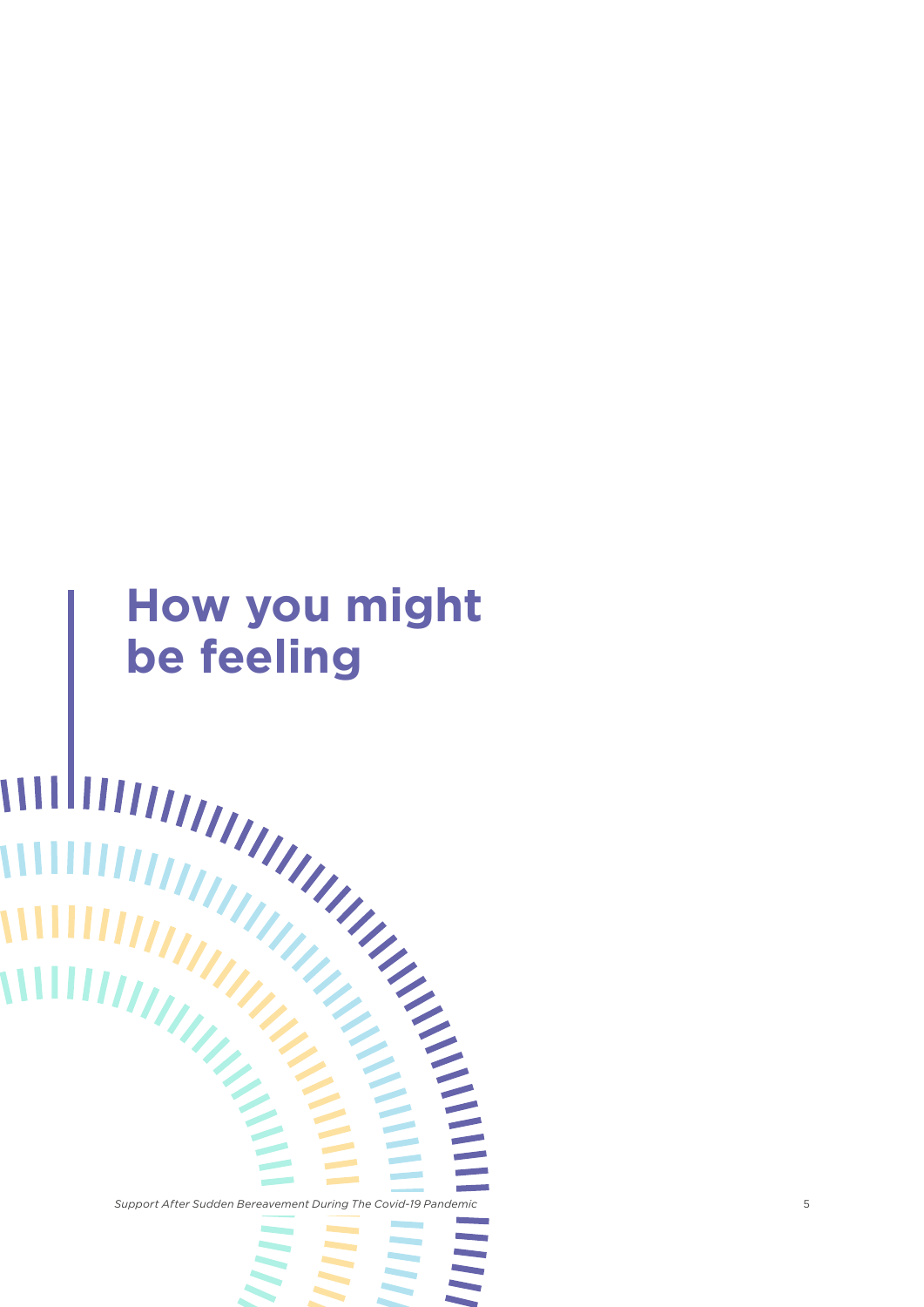# How you might be feeling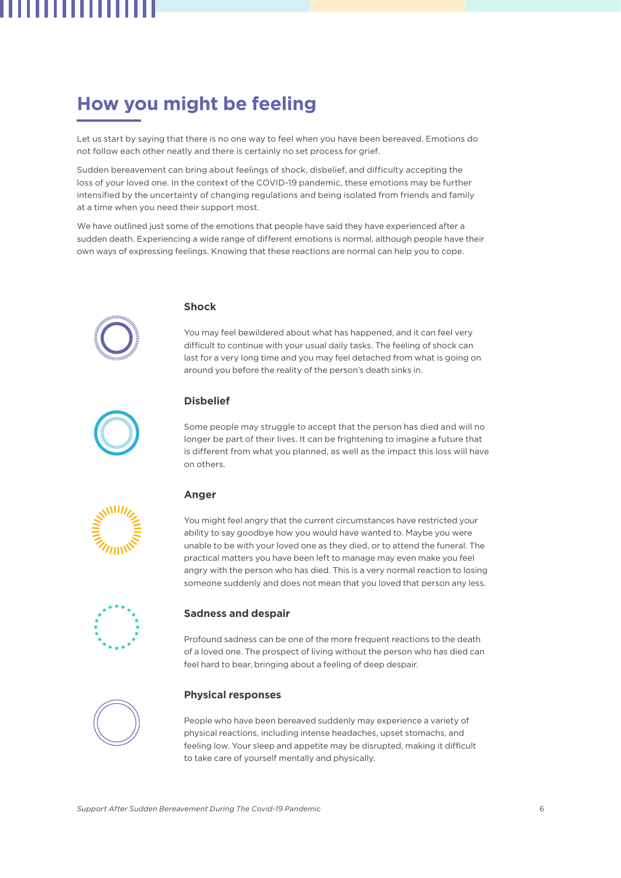## How you might be feeling

Let us start by saying that there is no one way to feel when you have been bereaved. Emotions do not follow each other neatly and there is certainly no set process for grief.

Sudden bereavement can bring about feelings of shock, disbelief, and difficulty accepting the loss of your loved one. In the context of the COVID-19 pandemic, these emotions may be further intensified by the uncertainty of changing regulations and being isolated from friends and family at a time when you need their support most.

We have outlined just some of the emotions that people have said they have experienced after a sudden death. Experiencing a wide range of different emotions is normal, although people have their own ways of expressing feelings. Knowing that these reactions are normal can help you to cope.

### Shock

You may feel bewildered about what has happened, and it can feel very difficult to continue with your usual daily tasks. The feeling of shock can last for a very long time and you may feel detached from what is going on around you before the reality of the person's death sinks in.

### Disbelief

Some people may struggle to accept that the person has died and will no longer be part of their lives. It can be frightening to imagine a future that is different from what you planned, as well as the impact this loss will have on others.

### Anger

You might feel angry that the current circumstances have restricted your ability to say goodbye how you would have wanted to. Maybe you were unable to be with your loved one as they died, or to attend the funeral. The practical matters you have been left to manage may even make you feel angry with the person who has died. This is a very normal reaction to losing someone suddenly and does not mean that you loved that person any less.

### Sadness and despair

Profound sadness can be one of the more frequent reactions to the death of a loved one. The prospect of living without the person who has died can feel hard to bear, bringing about a feeling of deep despair.

### Physical responses

People who have been bereaved suddenly may experience a variety of physical reactions, including intense headaches, upset stomachs, and feeling low. Your sleep and appetite may be disrupted, making it difficult to take care of yourself mentally and physically.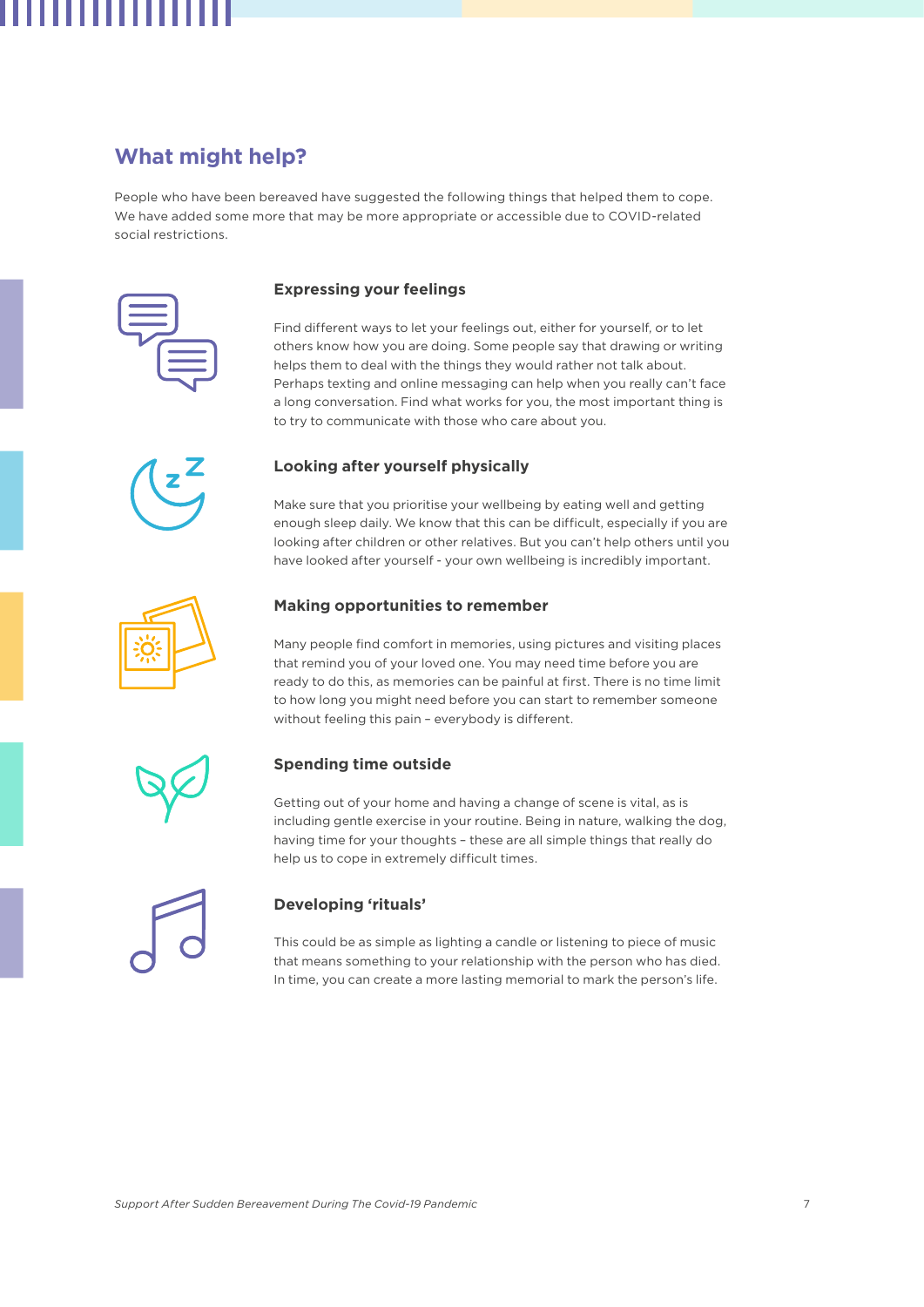## What might help?

People who have been bereaved have suggested the following things that helped them to cope. We have added some more that may be more appropriate or accessible due to COVID-related social restrictions.

### Expressing your feelings

Find different ways to let your feelings out, either for yourself, or to let others know how you are doing. Some people say that drawing or writing helps them to deal with the things they would rather not talk about. Perhaps texting and online messaging can help when you really can't face a long conversation. Find what works for you, the most important thing is to try to communicate with those who care about you.

### Looking after yourself physically

Make sure that you prioritise your wellbeing by eating well and getting enough sleep daily. We know that this can be difficult, especially if you are looking after children or other relatives. But you can't help others until you have looked after yourself - your own wellbeing is incredibly important.

### Making opportunities to remember

Many people find comfort in memories, using pictures and visiting places that remind you of your loved one. You may need time before you are ready to do this, as memories can be painful at first. There is no time limit to how long you might need before you can start to remember someone without feeling this pain – everybody is different.

### Spending time outside

Getting out of your home and having a change of scene is vital, as is including gentle exercise in your routine. Being in nature, walking the dog, having time for your thoughts – these are all simple things that really do help us to cope in extremely difficult times.

### Developing 'rituals'

This could be as simple as lighting a candle or listening to piece of music that means something to your relationship with the person who has died. In time, you can create a more lasting memorial to mark the person's life.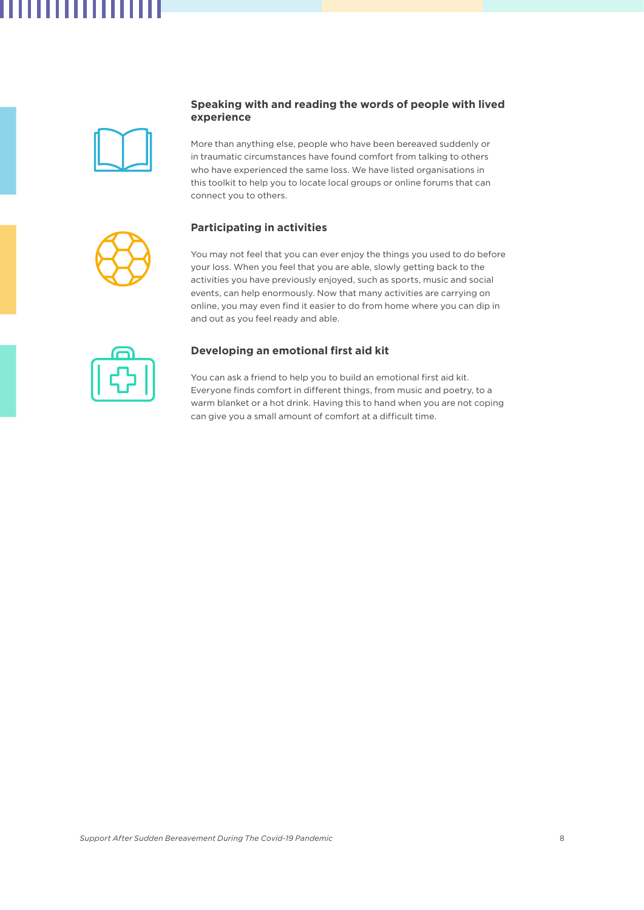### Speaking with and reading the words of people with lived experience

More than anything else, people who have been bereaved suddenly or in traumatic circumstances have found comfort from talking to others who have experienced the same loss. We have listed organisations in this toolkit to help you to locate local groups or online forums that can connect you to others.

### Participating in activities

You may not feel that you can ever enjoy the things you used to do before your loss. When you feel that you are able, slowly getting back to the activities you have previously enjoyed, such as sports, music and social events, can help enormously. Now that many activities are carrying on online, you may even find it easier to do from home where you can dip in and out as you feel ready and able.

### Developing an emotional first aid kit

You can ask a friend to help you to build an emotional first aid kit. Everyone finds comfort in different things, from music and poetry, to a warm blanket or a hot drink. Having this to hand when you are not coping can give you a small amount of comfort at a difficult time.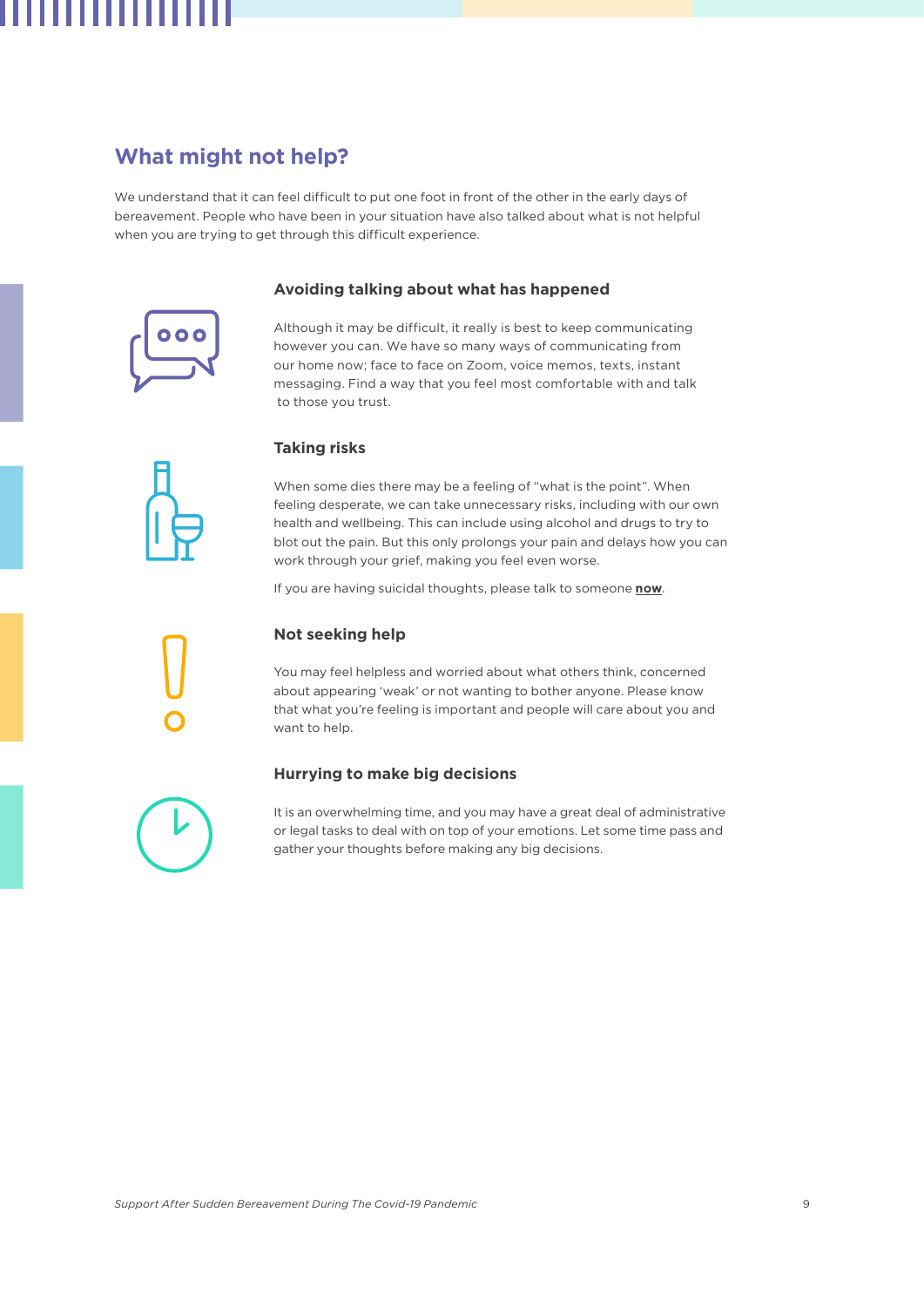## What might not help?

We understand that it can feel difficult to put one foot in front of the other in the early days of bereavement. People who have been in your situation have also talked about what is not helpful when you are trying to get through this difficult experience.

### Avoiding talking about what has happened

Although it may be difficult, it really is best to keep communicating however you can. We have so many ways of communicating from our home now; face to face on Zoom, voice memos, texts, instant messaging. Find a way that you feel most comfortable with and talk to those you trust.

### Taking risks

When some dies there may be a feeling of "what is the point". When feeling desperate, we can take unnecessary risks, including with our own health and wellbeing. This can include using alcohol and drugs to try to blot out the pain. But this only prolongs your pain and delays how you can work through your grief, making you feel even worse.

If you are having suicidal thoughts, please talk to someone **now**.

### Not seeking help

You may feel helpless and worried about what others think, concerned about appearing 'weak' or not wanting to bother anyone. Please know that what you're feeling is important and people will care about you and want to help.

### Hurrying to make big decisions

It is an overwhelming time, and you may have a great deal of administrative or legal tasks to deal with on top of your emotions. Let some time pass and gather your thoughts before making any big decisions.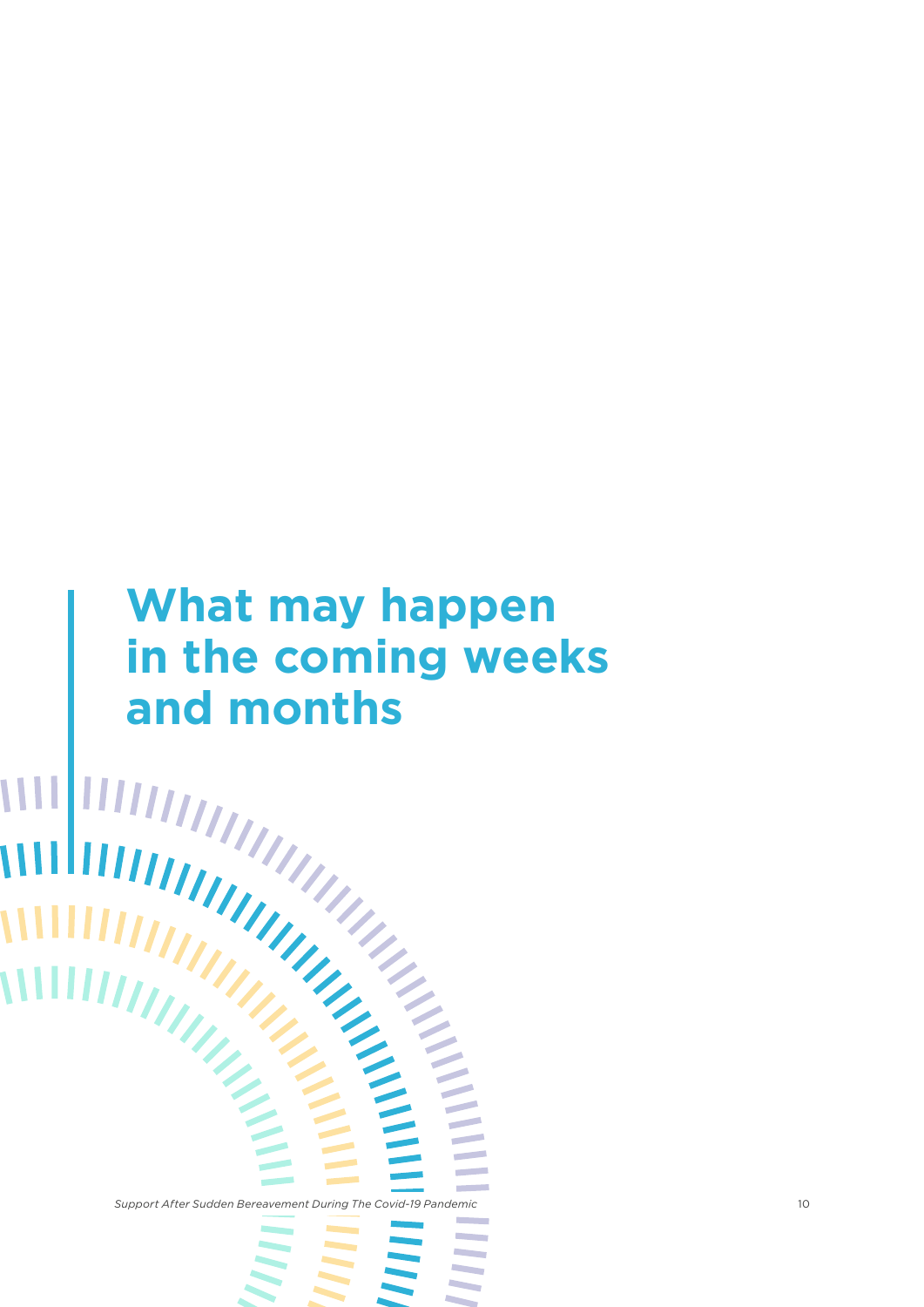# What may happen in the coming weeks and months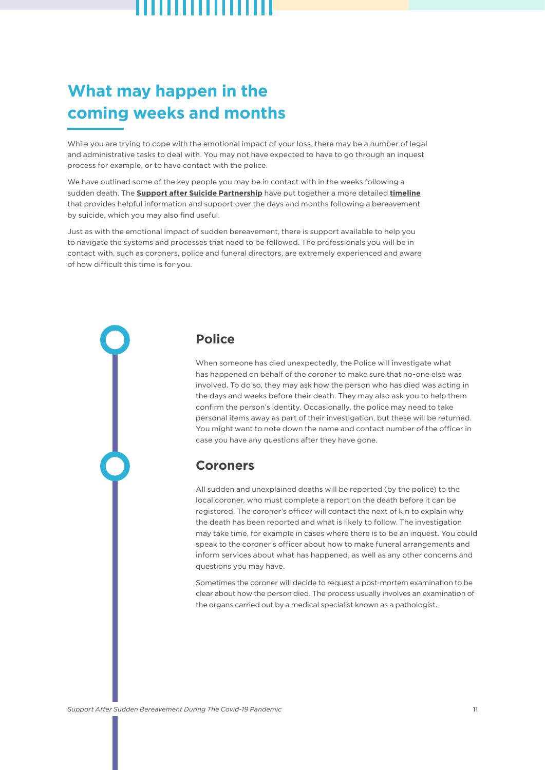# What may happen in the coming weeks and months

While you are trying to cope with the emotional impact of your loss, there may be a number of legal and administrative tasks to deal with. You may not have expected to have to go through an inquest process for example, or to have contact with the police.

We have outlined some of the key people you may be in contact with in the weeks following a sudden death. The **Support after Suicide Partnership** have put together a more detailed **timeline** that provides helpful information and support over the days and months following a bereavement by suicide, which you may also find useful.

Just as with the emotional impact of sudden bereavement, there is support available to help you to navigate the systems and processes that need to be followed. The professionals you will be in contact with, such as coroners, police and funeral directors, are extremely experienced and aware of how difficult this time is for you.

## Police

When someone has died unexpectedly, the Police will investigate what has happened on behalf of the coroner to make sure that no-one else was involved. To do so, they may ask how the person who has died was acting in the days and weeks before their death. They may also ask you to help them confirm the person's identity. Occasionally, the police may need to take personal items away as part of their investigation, but these will be returned. You might want to note down the name and contact number of the officer in case you have any questions after they have gone.

## Coroners

All sudden and unexplained deaths will be reported (by the police) to the local coroner, who must complete a report on the death before it can be registered. The coroner's officer will contact the next of kin to explain why the death has been reported and what is likely to follow. The investigation may take time, for example in cases where there is to be an inquest. You could speak to the coroner's officer about how to make funeral arrangements and inform services about what has happened, as well as any other concerns and questions you may have.

Sometimes the coroner will decide to request a post-mortem examination to be clear about how the person died. The process usually involves an examination of the organs carried out by a medical specialist known as a pathologist.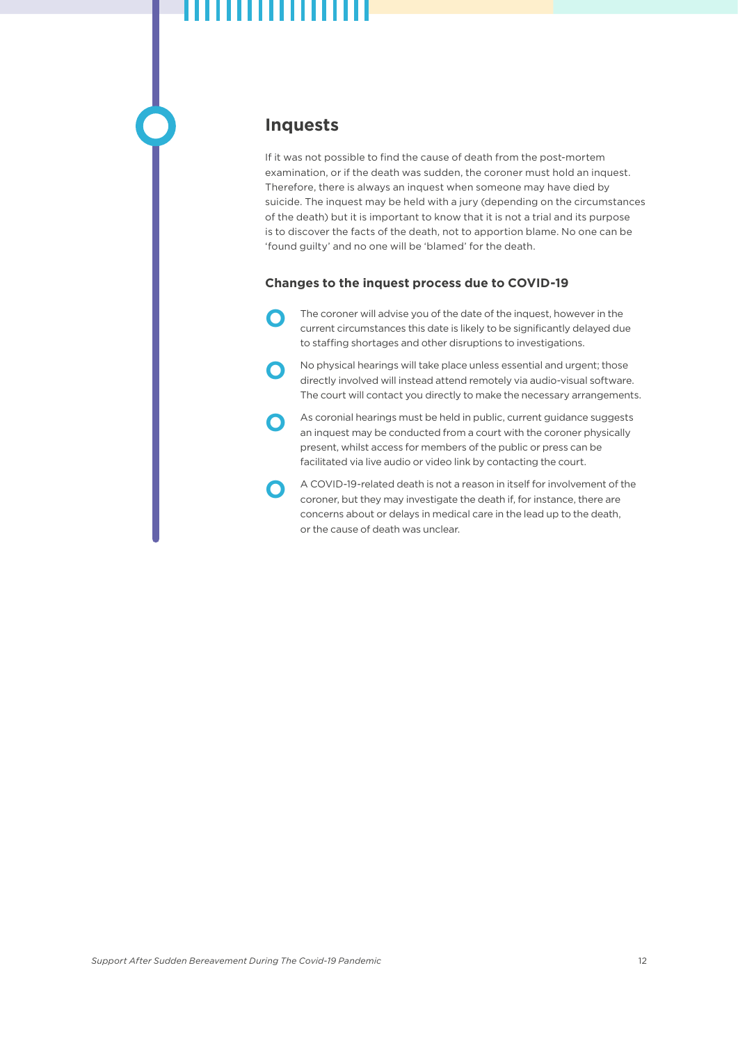## Inquests

If it was not possible to find the cause of death from the post-mortem examination, or if the death was sudden, the coroner must hold an inquest. Therefore, there is always an inquest when someone may have died by suicide. The inquest may be held with a jury (depending on the circumstances of the death) but it is important to know that it is not a trial and its purpose is to discover the facts of the death, not to apportion blame. No one can be 'found guilty' and no one will be 'blamed' for the death.

### Changes to the inquest process due to COVID-19

- The coroner will advise you of the date of the inquest, however in the current circumstances this date is likely to be significantly delayed due to staffing shortages and other disruptions to investigations.
- No physical hearings will take place unless essential and urgent; those directly involved will instead attend remotely via audio-visual software. The court will contact you directly to make the necessary arrangements.
- As coronial hearings must be held in public, current guidance suggests an inquest may be conducted from a court with the coroner physically present, whilst access for members of the public or press can be facilitated via live audio or video link by contacting the court.
- A COVID-19-related death is not a reason in itself for involvement of the coroner, but they may investigate the death if, for instance, there are concerns about or delays in medical care in the lead up to the death, or the cause of death was unclear.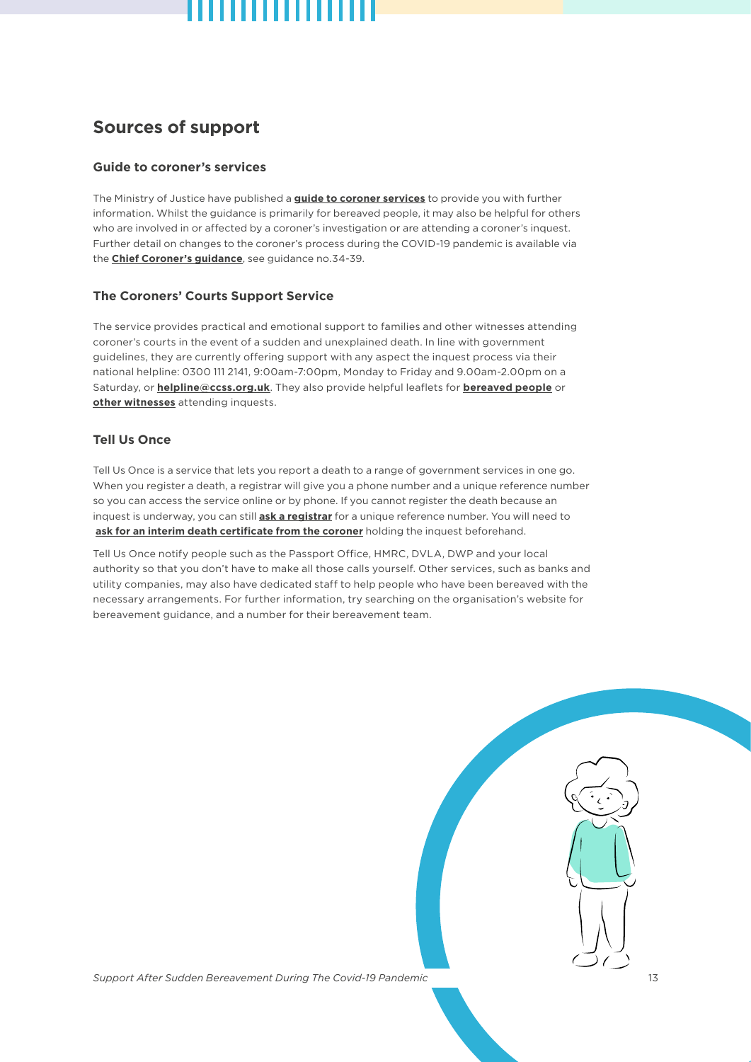## Sources of support

### Guide to coroner's services

The Ministry of Justice have published a **guide to coroner services** to provide you with further information. Whilst the guidance is primarily for bereaved people, it may also be helpful for others who are involved in or affected by a coroner's investigation or are attending a coroner's inquest. Further detail on changes to the coroner's process during the COVID-19 pandemic is available via the **Chief Coroner's guidance**, see guidance no.34-39.

### The Coroners' Courts Support Service

The service provides practical and emotional support to families and other witnesses attending coroner's courts in the event of a sudden and unexplained death. In line with government guidelines, they are currently offering support with any aspect the inquest process via their national helpline: 0300 111 2141, 9:00am-7:00pm, Monday to Friday and 9.00am-2.00pm on a Saturday, or **helpline@ccss.org.uk**. They also provide helpful leaflets for **bereaved people** or **other witnesses** attending inquests.

### Tell Us Once

Tell Us Once is a service that lets you report a death to a range of government services in one go. When you register a death, a registrar will give you a phone number and a unique reference number so you can access the service online or by phone. If you cannot register the death because an inquest is underway, you can still **ask a registrar** for a unique reference number. You will need to **ask for an interim death certificate from the coroner** holding the inquest beforehand.

Tell Us Once notify people such as the Passport Office, HMRC, DVLA, DWP and your local authority so that you don't have to make all those calls yourself. Other services, such as banks and utility companies, may also have dedicated staff to help people who have been bereaved with the necessary arrangements. For further information, try searching on the organisation's website for bereavement guidance, and a number for their bereavement team.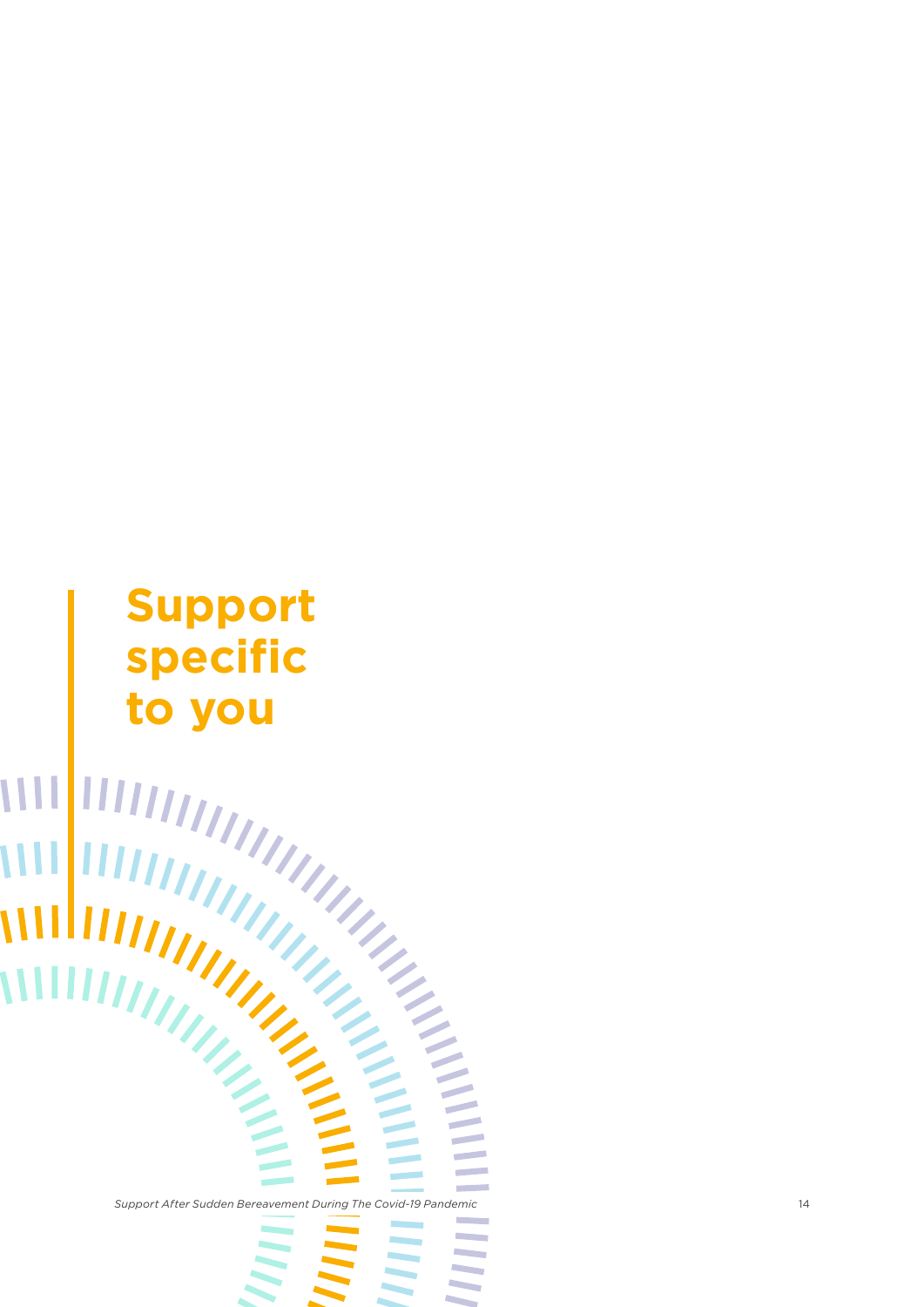# Support specific to you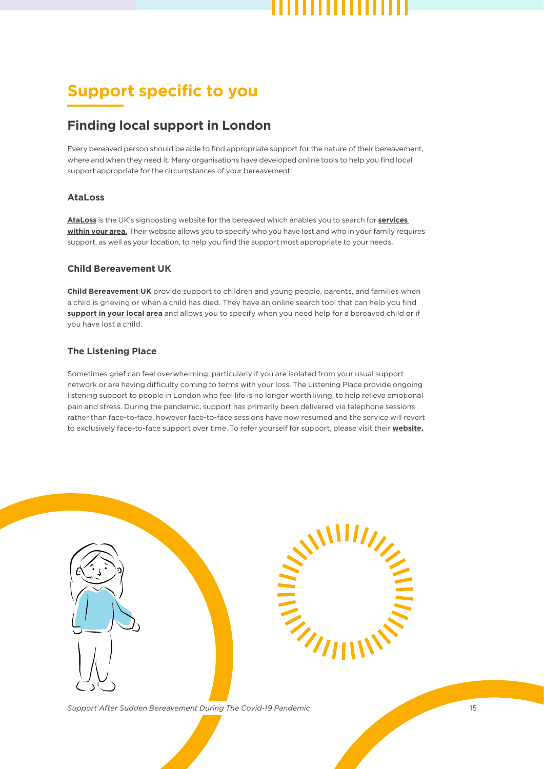# Support specific to you

## Finding local support in London

Every bereaved person should be able to find appropriate support for the nature of their bereavement, where and when they need it. Many organisations have developed online tools to help you find local support appropriate for the circumstances of your bereavement:

### AtaLoss

**AtaLoss** is the UK's signposting website for the bereaved which enables you to search for **services within your area.** Their website allows you to specify who you have lost and who in your family requires support, as well as your location, to help you find the support most appropriate to your needs.

### Child Bereavement UK

**Child Bereavement UK** provide support to children and young people, parents, and families when a child is grieving or when a child has died. They have an online search tool that can help you find **support in your local area** and allows you to specify when you need help for a bereaved child or if you have lost a child.

### The Listening Place

Sometimes grief can feel overwhelming, particularly if you are isolated from your usual support network or are having difficulty coming to terms with your loss. The Listening Place provide ongoing listening support to people in London who feel life is no longer worth living, to help relieve emotional pain and stress. During the pandemic, support has primarily been delivered via telephone sessions rather than face-to-face, however face-to-face sessions have now resumed and the service will revert to exclusively face-to-face support over time. To refer yourself for support, please visit their **website.**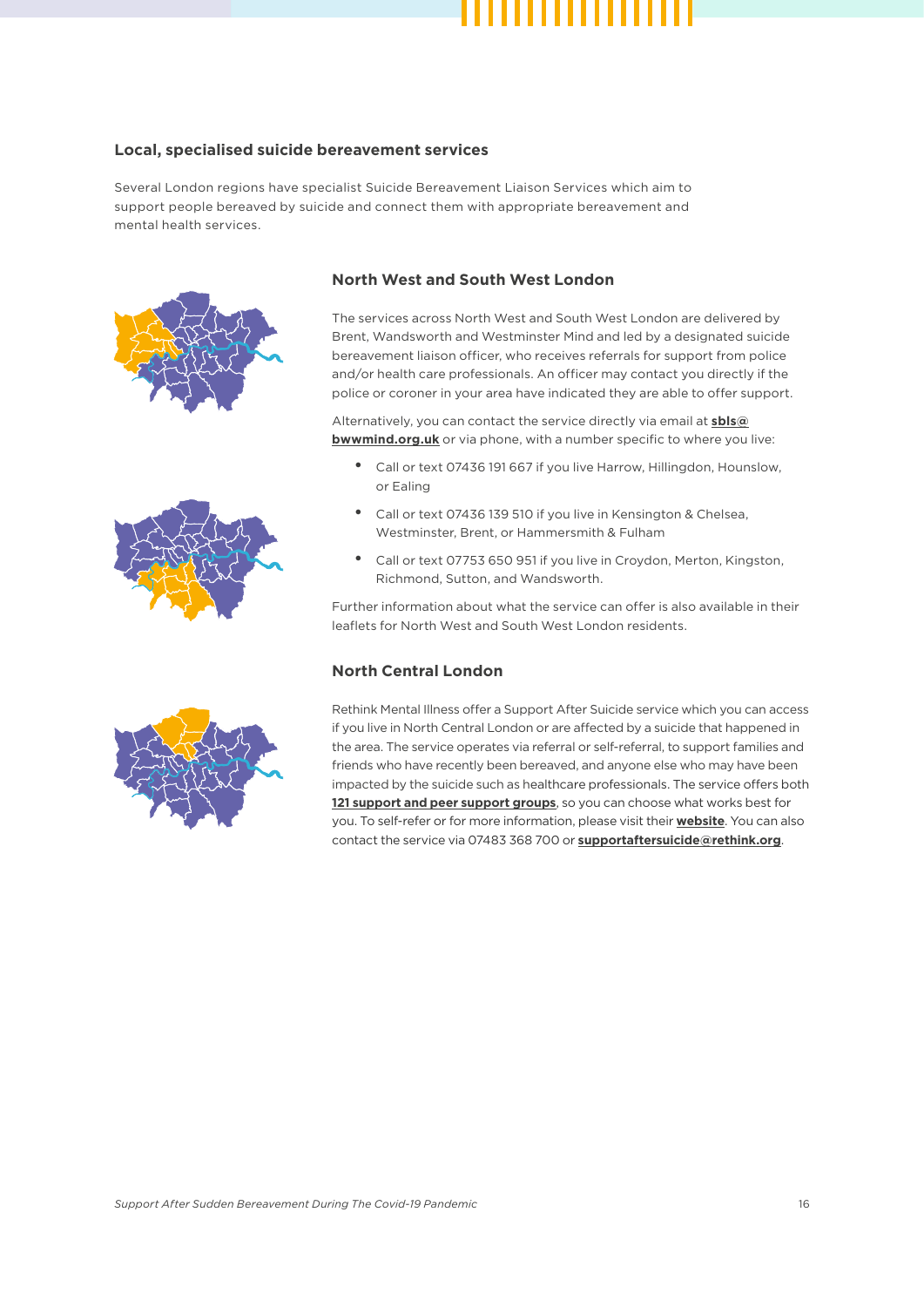### Local, specialised suicide bereavement services

Several London regions have specialist Suicide Bereavement Liaison Services which aim to support people bereaved by suicide and connect them with appropriate bereavement and mental health services.

### North West and South West London

The services across North West and South West London are delivered by Brent, Wandsworth and Westminster Mind and led by a designated suicide bereavement liaison officer, who receives referrals for support from police and/or health care professionals. An officer may contact you directly if the police or coroner in your area have indicated they are able to offer support.

Alternatively, you can contact the service directly via email at **sbls@bwwmind.org.uk** or via phone, with a number specific to where you live:

- Call or text 07436 191 667 if you live Harrow, Hillingdon, Hounslow, or Ealing
- Call or text 07436 139 510 if you live in Kensington & Chelsea, Westminster, Brent, or Hammersmith & Fulham
- Call or text 07753 650 951 if you live in Croydon, Merton, Kingston, Richmond, Sutton, and Wandsworth.

Further information about what the service can offer is also available in their leaflets for North West and South West London residents.

### North Central London

Rethink Mental Illness offer a Support After Suicide service which you can access if you live in North Central London or are affected by a suicide that happened in the area. The service operates via referral or self-referral, to support families and friends who have recently been bereaved, and anyone else who may have been impacted by the suicide such as healthcare professionals. The service offers both **121 support and peer support groups**, so you can choose what works best for you. To self-refer or for more information, please visit their **website**. You can also contact the service via 07483 368 700 or **supportaftersuicide@rethink.org**.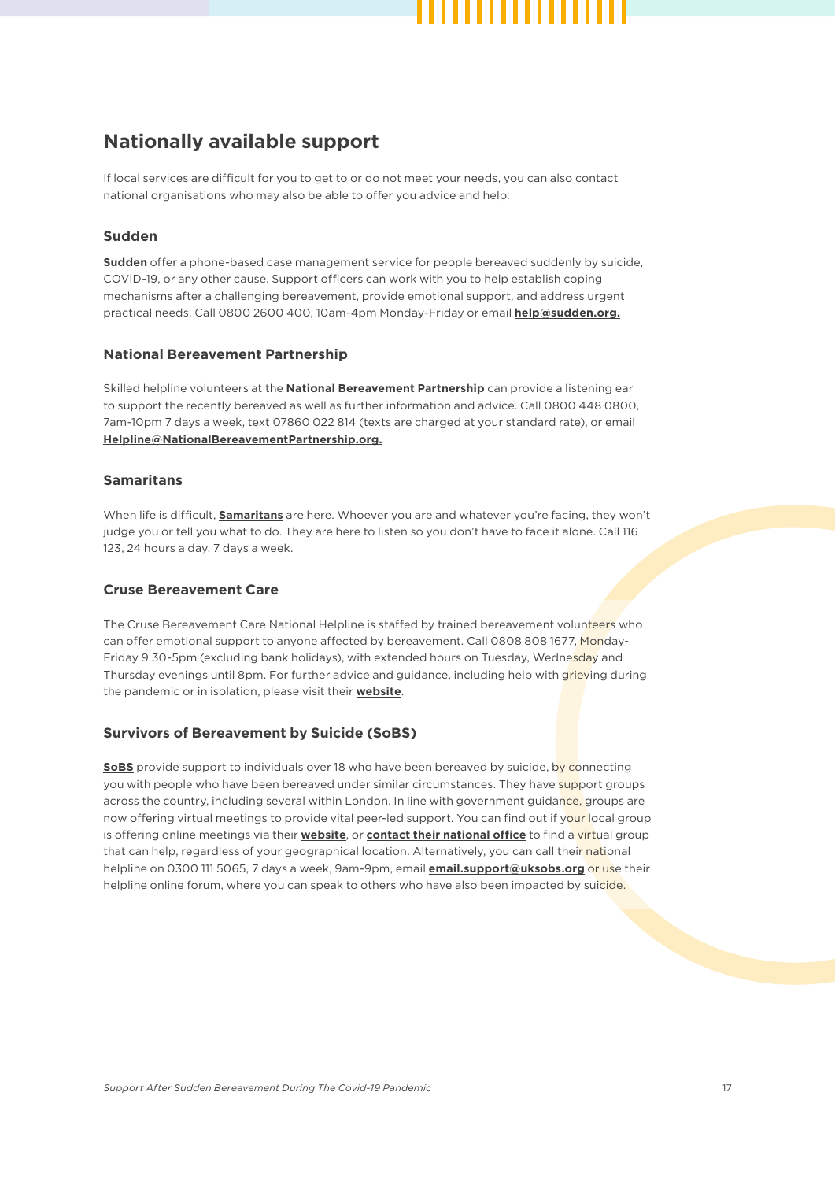## Nationally available support

If local services are difficult for you to get to or do not meet your needs, you can also contact national organisations who may also be able to offer you advice and help:

### Sudden

**Sudden** offer a phone-based case management service for people bereaved suddenly by suicide, COVID-19, or any other cause. Support officers can work with you to help establish coping mechanisms after a challenging bereavement, provide emotional support, and address urgent practical needs. Call 0800 2600 400, 10am-4pm Monday-Friday or email **help@sudden.org.**

### National Bereavement Partnership

Skilled helpline volunteers at the **National Bereavement Partnership** can provide a listening ear to support the recently bereaved as well as further information and advice. Call 0800 448 0800, 7am-10pm 7 days a week, text 07860 022 814 (texts are charged at your standard rate), or email **Helpline@NationalBereavementPartnership.org.**

### Samaritans

When life is difficult, **Samaritans** are here. Whoever you are and whatever you're facing, they won't judge you or tell you what to do. They are here to listen so you don't have to face it alone. Call 116 123, 24 hours a day, 7 days a week.

### Cruse Bereavement Care

The Cruse Bereavement Care National Helpline is staffed by trained bereavement volunteers who can offer emotional support to anyone affected by bereavement. Call 0808 808 1677, Monday-Friday 9.30-5pm (excluding bank holidays), with extended hours on Tuesday, Wednesday and Thursday evenings until 8pm. For further advice and guidance, including help with grieving during the pandemic or in isolation, please visit their **website**.

### Survivors of Bereavement by Suicide (SoBS)

**SoBS** provide support to individuals over 18 who have been bereaved by suicide, by connecting you with people who have been bereaved under similar circumstances. They have support groups across the country, including several within London. In line with government guidance, groups are now offering virtual meetings to provide vital peer-led support. You can find out if your local group is offering online meetings via their **website**, or **contact their national office** to find a virtual group that can help, regardless of your geographical location. Alternatively, you can call their national helpline on 0300 111 5065, 7 days a week, 9am-9pm, email **email.support@uksobs.org** or use their helpline online forum, where you can speak to others who have also been impacted by suicide.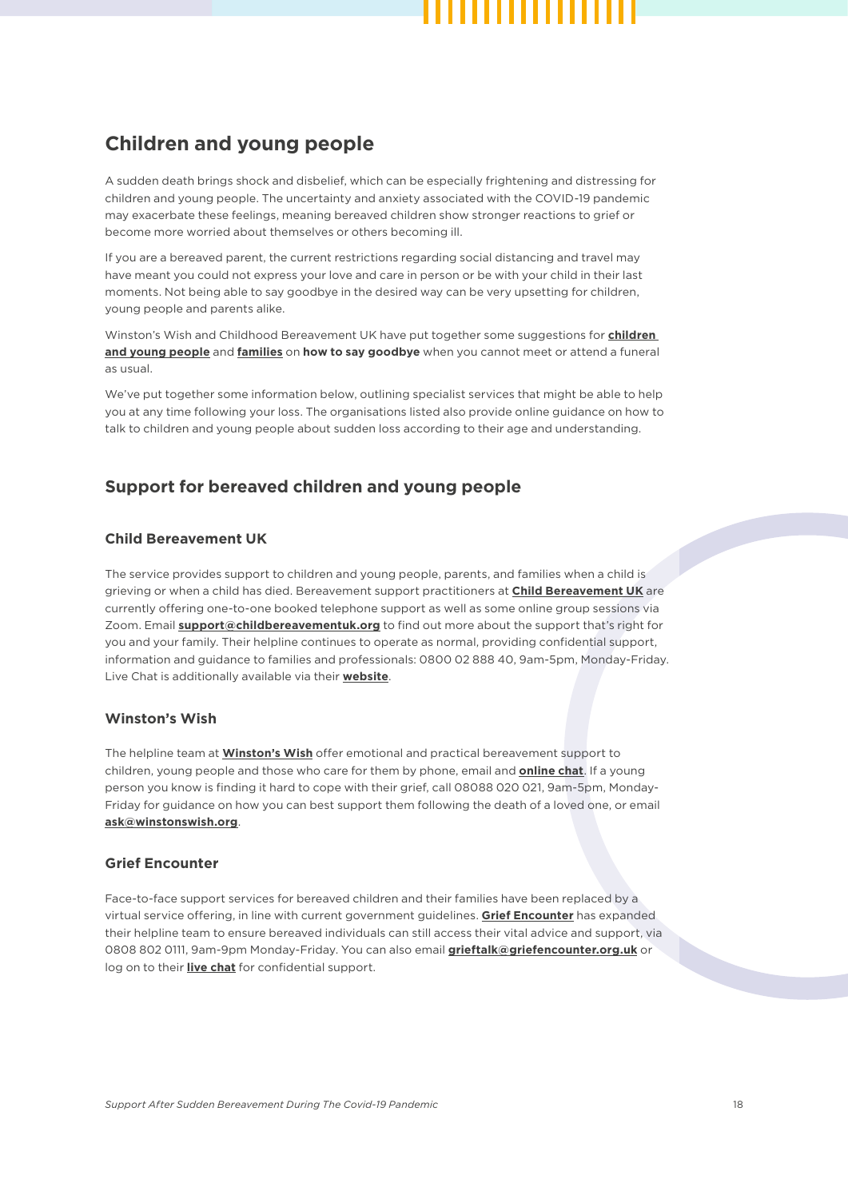## Children and young people

A sudden death brings shock and disbelief, which can be especially frightening and distressing for children and young people. The uncertainty and anxiety associated with the COVID-19 pandemic may exacerbate these feelings, meaning bereaved children show stronger reactions to grief or become more worried about themselves or others becoming ill.

If you are a bereaved parent, the current restrictions regarding social distancing and travel may have meant you could not express your love and care in person or be with your child in their last moments. Not being able to say goodbye in the desired way can be very upsetting for children, young people and parents alike.

Winston's Wish and Childhood Bereavement UK have put together some suggestions for **children and young people** and **families** on **how to say goodbye** when you cannot meet or attend a funeral as usual.

We've put together some information below, outlining specialist services that might be able to help you at any time following your loss. The organisations listed also provide online guidance on how to talk to children and young people about sudden loss according to their age and understanding.

## Support for bereaved children and young people

### Child Bereavement UK

The service provides support to children and young people, parents, and families when a child is grieving or when a child has died. Bereavement support practitioners at **Child Bereavement UK** are currently offering one-to-one booked telephone support as well as some online group sessions via Zoom. Email **support@childbereavementuk.org** to find out more about the support that's right for you and your family. Their helpline continues to operate as normal, providing confidential support, information and guidance to families and professionals: 0800 02 888 40, 9am-5pm, Monday-Friday. Live Chat is additionally available via their **website**.

### Winston's Wish

The helpline team at **Winston's Wish** offer emotional and practical bereavement support to children, young people and those who care for them by phone, email and **online chat**. If a young person you know is finding it hard to cope with their grief, call 08088 020 021, 9am-5pm, Monday-Friday for guidance on how you can best support them following the death of a loved one, or email **ask@winstonswish.org**.

### Grief Encounter

Face-to-face support services for bereaved children and their families have been replaced by a virtual service offering, in line with current government guidelines. **Grief Encounter** has expanded their helpline team to ensure bereaved individuals can still access their vital advice and support, via 0808 802 0111, 9am-9pm Monday-Friday. You can also email **grieftalk@griefencounter.org.uk** or log on to their **live chat** for confidential support.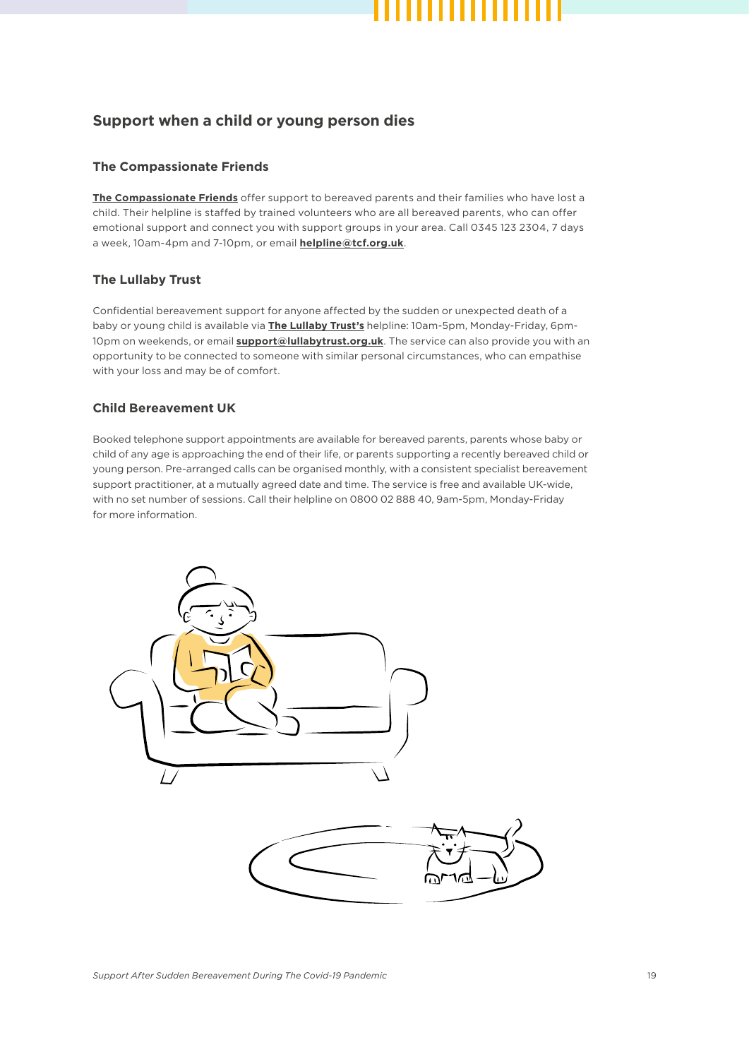## Support when a child or young person dies

### The Compassionate Friends

**The Compassionate Friends** offer support to bereaved parents and their families who have lost a child. Their helpline is staffed by trained volunteers who are all bereaved parents, who can offer emotional support and connect you with support groups in your area. Call 0345 123 2304, 7 days a week, 10am-4pm and 7-10pm, or email **helpline@tcf.org.uk**.

### The Lullaby Trust

Confidential bereavement support for anyone affected by the sudden or unexpected death of a baby or young child is available via **The Lullaby Trust's** helpline: 10am-5pm, Monday-Friday, 6pm-10pm on weekends, or email **support@lullabytrust.org.uk**. The service can also provide you with an opportunity to be connected to someone with similar personal circumstances, who can empathise with your loss and may be of comfort.

### Child Bereavement UK

Booked telephone support appointments are available for bereaved parents, parents whose baby or child of any age is approaching the end of their life, or parents supporting a recently bereaved child or young person. Pre-arranged calls can be organised monthly, with a consistent specialist bereavement support practitioner, at a mutually agreed date and time. The service is free and available UK-wide, with no set number of sessions. Call their helpline on 0800 02 888 40, 9am-5pm, Monday-Friday for more information.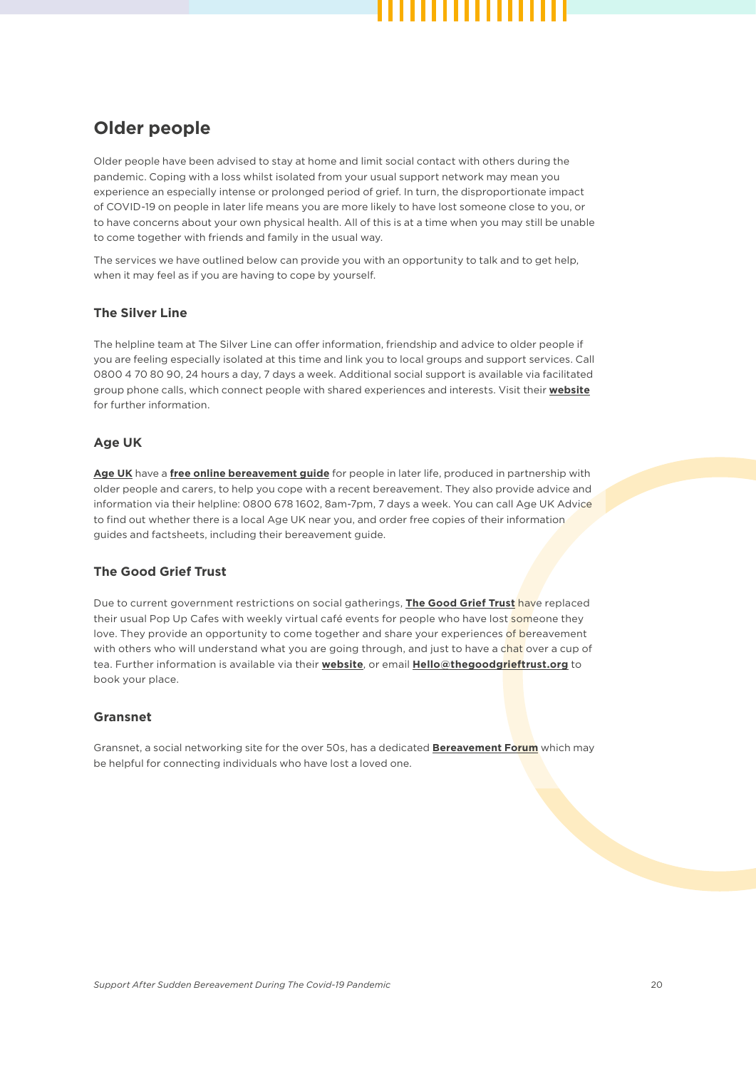## Older people

Older people have been advised to stay at home and limit social contact with others during the pandemic. Coping with a loss whilst isolated from your usual support network may mean you experience an especially intense or prolonged period of grief. In turn, the disproportionate impact of COVID-19 on people in later life means you are more likely to have lost someone close to you, or to have concerns about your own physical health. All of this is at a time when you may still be unable to come together with friends and family in the usual way.

The services we have outlined below can provide you with an opportunity to talk and to get help, when it may feel as if you are having to cope by yourself.

### The Silver Line

The helpline team at The Silver Line can offer information, friendship and advice to older people if you are feeling especially isolated at this time and link you to local groups and support services. Call 0800 4 70 80 90, 24 hours a day, 7 days a week. Additional social support is available via facilitated group phone calls, which connect people with shared experiences and interests. Visit their **website** for further information.

### Age UK

**Age UK** have a **free online bereavement guide** for people in later life, produced in partnership with older people and carers, to help you cope with a recent bereavement. They also provide advice and information via their helpline: 0800 678 1602, 8am-7pm, 7 days a week. You can call Age UK Advice to find out whether there is a local Age UK near you, and order free copies of their information guides and factsheets, including their bereavement guide.

### The Good Grief Trust

Due to current government restrictions on social gatherings, **The Good Grief Trust** have replaced their usual Pop Up Cafes with weekly virtual café events for people who have lost someone they love. They provide an opportunity to come together and share your experiences of bereavement with others who will understand what you are going through, and just to have a chat over a cup of tea. Further information is available via their **website**, or email **Hello@thegoodgrieftrust.org** to book your place.

### Gransnet

Gransnet, a social networking site for the over 50s, has a dedicated **Bereavement Forum** which may be helpful for connecting individuals who have lost a loved one.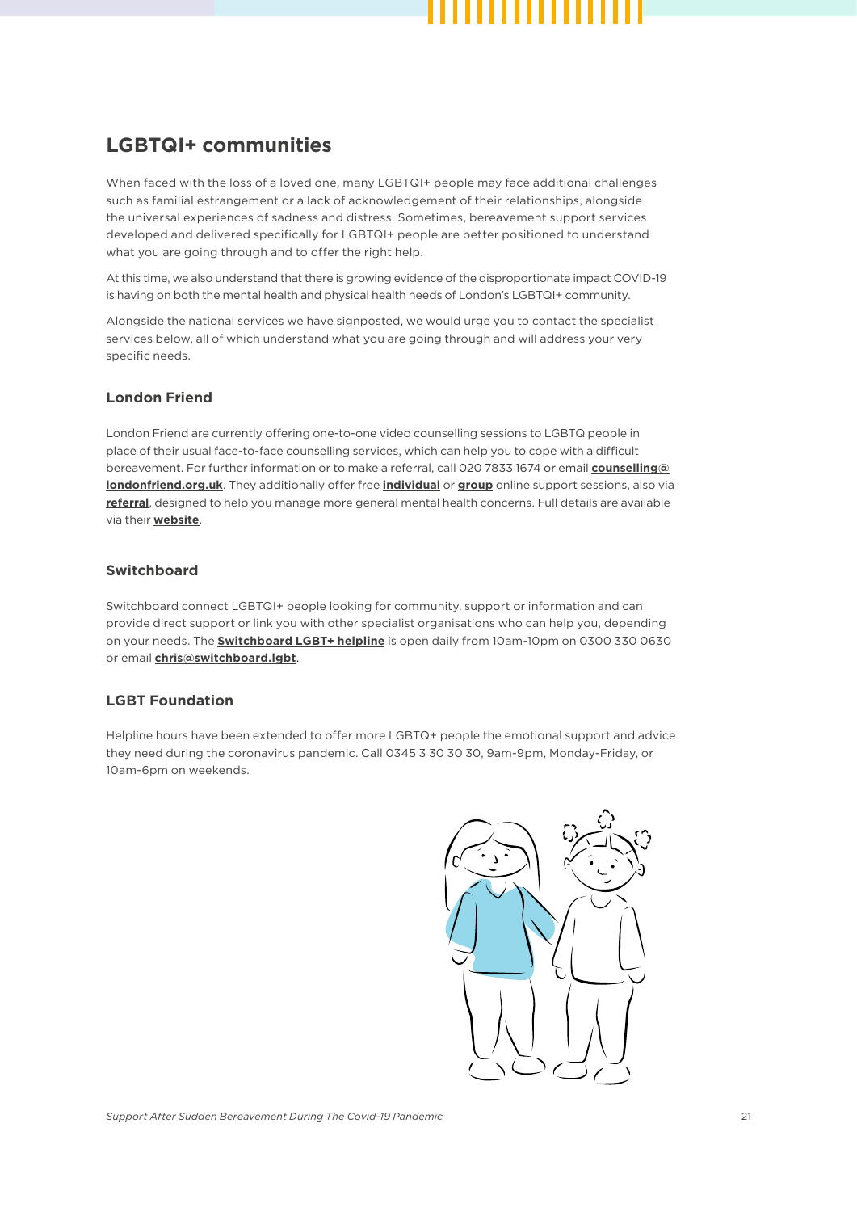## LGBTQI+ communities

When faced with the loss of a loved one, many LGBTQI+ people may face additional challenges such as familial estrangement or a lack of acknowledgement of their relationships, alongside the universal experiences of sadness and distress. Sometimes, bereavement support services developed and delivered specifically for LGBTQI+ people are better positioned to understand what you are going through and to offer the right help.

At this time, we also understand that there is growing evidence of the disproportionate impact COVID-19 is having on both the mental health and physical health needs of London's LGBTQI+ community.

Alongside the national services we have signposted, we would urge you to contact the specialist services below, all of which understand what you are going through and will address your very specific needs.

### London Friend

London Friend are currently offering one-to-one video counselling sessions to LGBTQ people in place of their usual face-to-face counselling services, which can help you to cope with a difficult bereavement. For further information or to make a referral, call 020 7833 1674 or email **counselling@londonfriend.org.uk**. They additionally offer free **individual** or **group** online support sessions, also via **referral**, designed to help you manage more general mental health concerns. Full details are available via their **website**.

### Switchboard

Switchboard connect LGBTQI+ people looking for community, support or information and can provide direct support or link you with other specialist organisations who can help you, depending on your needs. The **Switchboard LGBT+ helpline** is open daily from 10am-10pm on 0300 330 0630 or email **chris@switchboard.lgbt**.

### LGBT Foundation

Helpline hours have been extended to offer more LGBTQ+ people the emotional support and advice they need during the coronavirus pandemic. Call 0345 3 30 30 30, 9am-9pm, Monday-Friday, or 10am-6pm on weekends.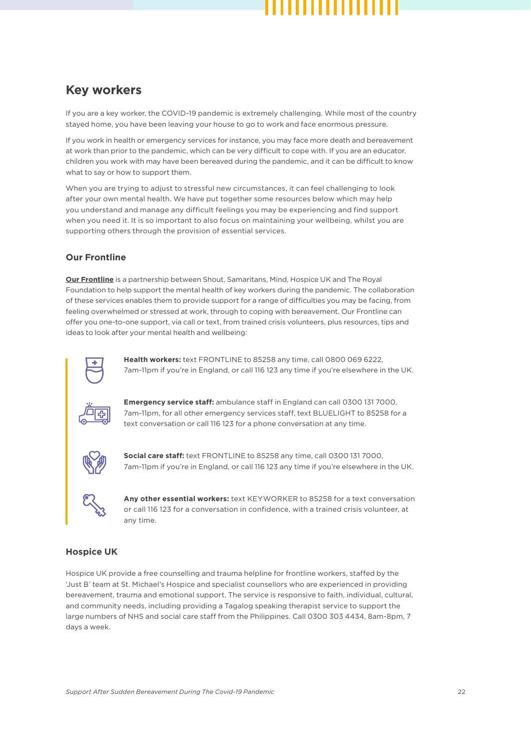## Key workers

If you are a key worker, the COVID-19 pandemic is extremely challenging. While most of the country stayed home, you have been leaving your house to go to work and face enormous pressure.

If you work in health or emergency services for instance, you may face more death and bereavement at work than prior to the pandemic, which can be very difficult to cope with. If you are an educator, children you work with may have been bereaved during the pandemic, and it can be difficult to know what to say or how to support them.

When you are trying to adjust to stressful new circumstances, it can feel challenging to look after your own mental health. We have put together some resources below which may help you understand and manage any difficult feelings you may be experiencing and find support when you need it. It is so important to also focus on maintaining your wellbeing, whilst you are supporting others through the provision of essential services.

### Our Frontline

**Our Frontline** is a partnership between Shout, Samaritans, Mind, Hospice UK and The Royal Foundation to help support the mental health of key workers during the pandemic. The collaboration of these services enables them to provide support for a range of difficulties you may be facing, from feeling overwhelmed or stressed at work, through to coping with bereavement. Our Frontline can offer you one-to-one support, via call or text, from trained crisis volunteers, plus resources, tips and ideas to look after your mental health and wellbeing:

**Health workers:** text FRONTLINE to 85258 any time, call 0800 069 6222, 7am-11pm if you're in England, or call 116 123 any time if you're elsewhere in the UK.

**Emergency service staff:** ambulance staff in England can call 0300 131 7000, 7am-11pm, for all other emergency services staff, text BLUELIGHT to 85258 for a text conversation or call 116 123 for a phone conversation at any time.

**Social care staff:** text FRONTLINE to 85258 any time, call 0300 131 7000, 7am-11pm if you're in England, or call 116 123 any time if you're elsewhere in the UK.

**Any other essential workers:** text KEYWORKER to 85258 for a text conversation or call 116 123 for a conversation in confidence, with a trained crisis volunteer, at any time.

### Hospice UK

Hospice UK provide a free counselling and trauma helpline for frontline workers, staffed by the 'Just B' team at St. Michael's Hospice and specialist counsellors who are experienced in providing bereavement, trauma and emotional support. The service is responsive to faith, individual, cultural, and community needs, including providing a Tagalog speaking therapist service to support the large numbers of NHS and social care staff from the Philippines. Call 0300 303 4434, 8am-8pm, 7 days a week.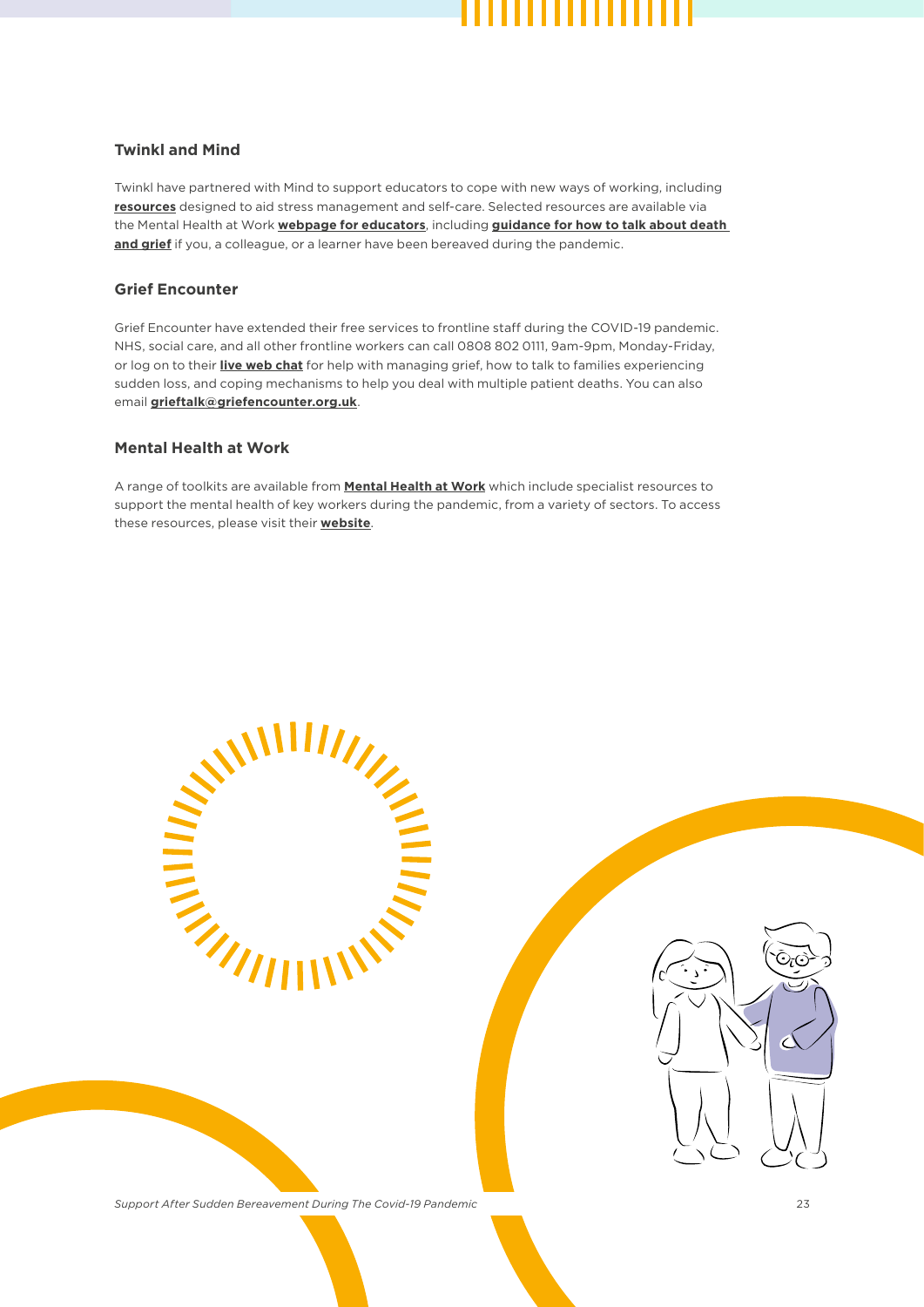### Twinkl and Mind

Twinkl have partnered with Mind to support educators to cope with new ways of working, including **resources** designed to aid stress management and self-care. Selected resources are available via the Mental Health at Work **webpage for educators**, including **guidance for how to talk about death and grief** if you, a colleague, or a learner have been bereaved during the pandemic.

### Grief Encounter

Grief Encounter have extended their free services to frontline staff during the COVID-19 pandemic. NHS, social care, and all other frontline workers can call 0808 802 0111, 9am-9pm, Monday-Friday, or log on to their **live web chat** for help with managing grief, how to talk to families experiencing sudden loss, and coping mechanisms to help you deal with multiple patient deaths. You can also email **grieftalk@griefencounter.org.uk**.

### Mental Health at Work

A range of toolkits are available from **Mental Health at Work** which include specialist resources to support the mental health of key workers during the pandemic, from a variety of sectors. To access these resources, please visit their **website**.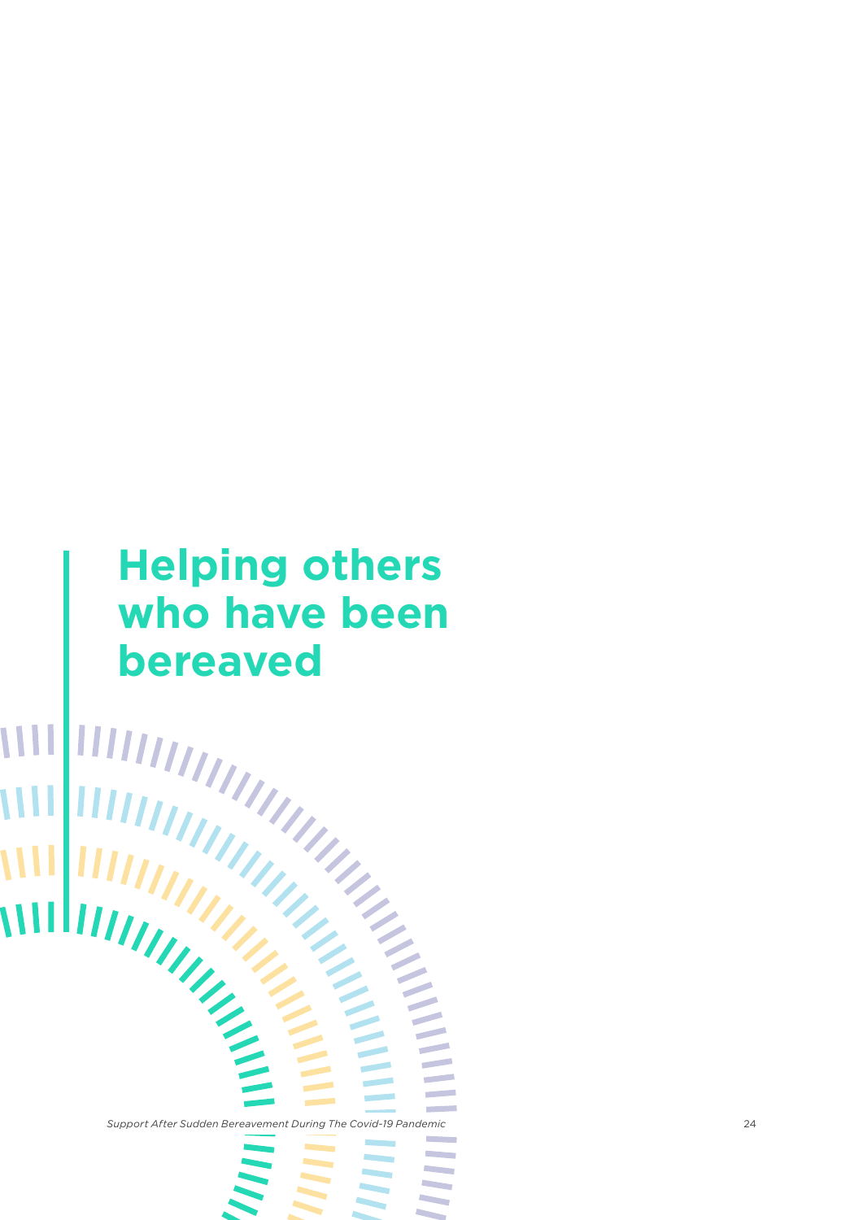# Helping others who have been bereaved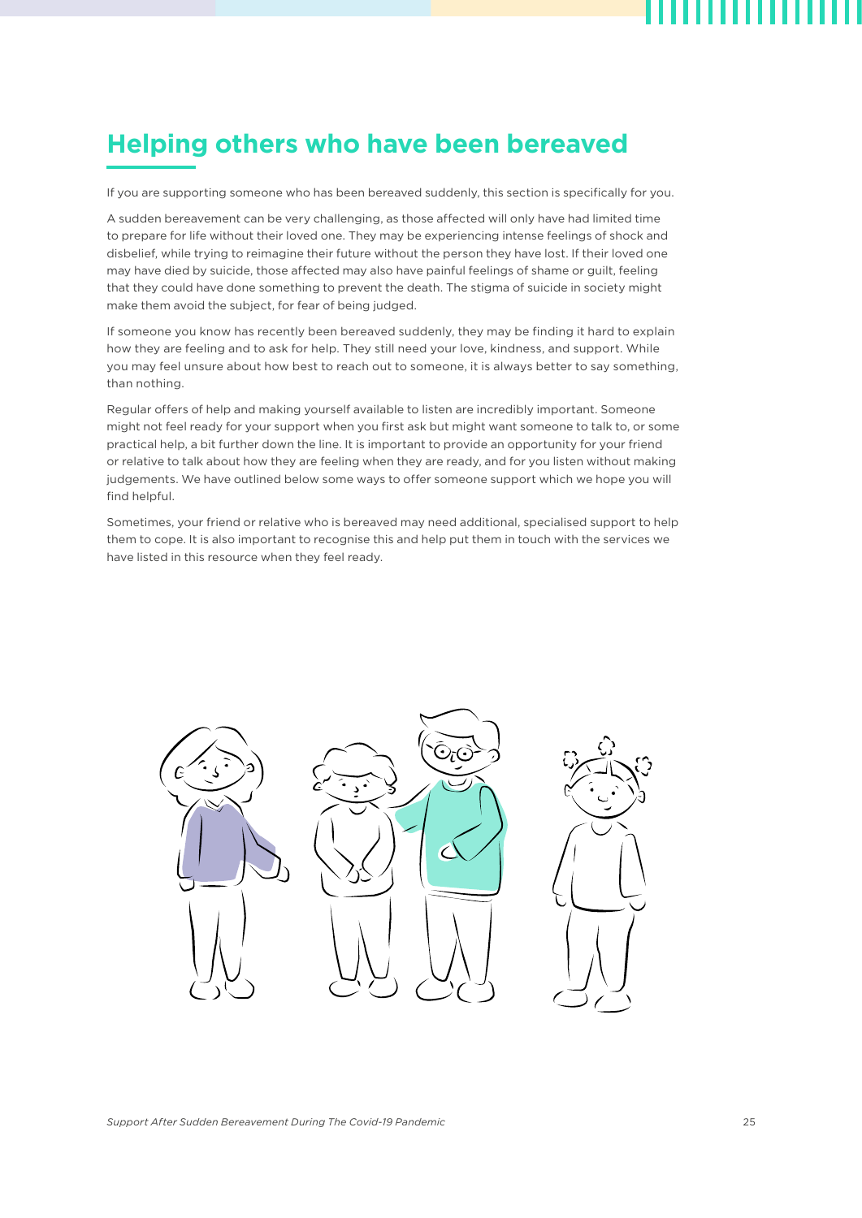# Helping others who have been bereaved

If you are supporting someone who has been bereaved suddenly, this section is specifically for you.

A sudden bereavement can be very challenging, as those affected will only have had limited time to prepare for life without their loved one. They may be experiencing intense feelings of shock and disbelief, while trying to reimagine their future without the person they have lost. If their loved one may have died by suicide, those affected may also have painful feelings of shame or guilt, feeling that they could have done something to prevent the death. The stigma of suicide in society might make them avoid the subject, for fear of being judged.

If someone you know has recently been bereaved suddenly, they may be finding it hard to explain how they are feeling and to ask for help. They still need your love, kindness, and support. While you may feel unsure about how best to reach out to someone, it is always better to say something, than nothing.

Regular offers of help and making yourself available to listen are incredibly important. Someone might not feel ready for your support when you first ask but might want someone to talk to, or some practical help, a bit further down the line. It is important to provide an opportunity for your friend or relative to talk about how they are feeling when they are ready, and for you listen without making judgements. We have outlined below some ways to offer someone support which we hope you will find helpful.

Sometimes, your friend or relative who is bereaved may need additional, specialised support to help them to cope. It is also important to recognise this and help put them in touch with the services we have listed in this resource when they feel ready.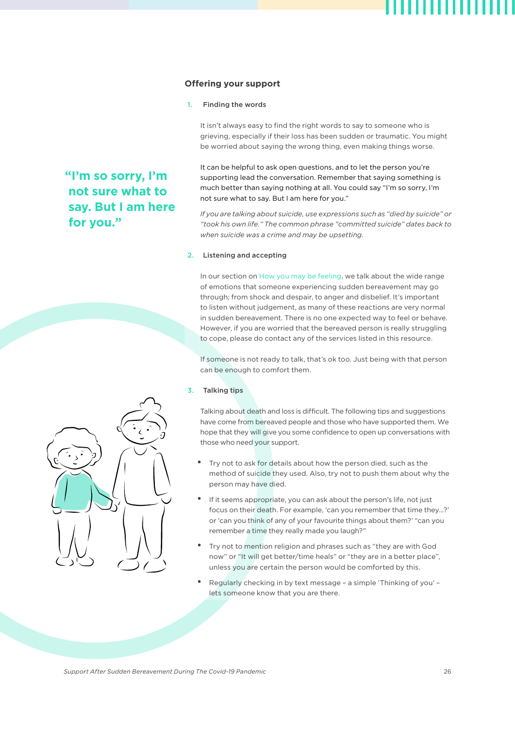## Offering your support

### 1. Finding the words

It isn't always easy to find the right words to say to someone who is grieving, especially if their loss has been sudden or traumatic. You might be worried about saying the wrong thing, even making things worse.

It can be helpful to ask open questions, and to let the person you're supporting lead the conversation. Remember that saying something is much better than saying nothing at all. You could say "I'm so sorry, I'm not sure what to say. But I am here for you."

**"I'm so sorry, I'm not sure what to say. But I am here for you."**

*If you are talking about suicide, use expressions such as "died by suicide" or "took his own life." The common phrase "committed suicide" dates back to when suicide was a crime and may be upsetting.*

### 2. Listening and accepting

In our section on How you may be feeling, we talk about the wide range of emotions that someone experiencing sudden bereavement may go through; from shock and despair, to anger and disbelief. It's important to listen without judgement, as many of these reactions are very normal in sudden bereavement. There is no one expected way to feel or behave. However, if you are worried that the bereaved person is really struggling to cope, please do contact any of the services listed in this resource.

If someone is not ready to talk, that's ok too. Just being with that person can be enough to comfort them.

### 3. Talking tips

Talking about death and loss is difficult. The following tips and suggestions have come from bereaved people and those who have supported them. We hope that they will give you some confidence to open up conversations with those who need your support.

- Try not to ask for details about how the person died, such as the method of suicide they used. Also, try not to push them about why the person may have died.
- If it seems appropriate, you can ask about the person's life, not just focus on their death. For example, 'can you remember that time they...?' or 'can you think of any of your favourite things about them?' "can you remember a time they really made you laugh?"
- Try not to mention religion and phrases such as "they are with God now" or "It will get better/time heals" or "they are in a better place", unless you are certain the person would be comforted by this.
- Regularly checking in by text message – a simple 'Thinking of you' – lets someone know that you are there.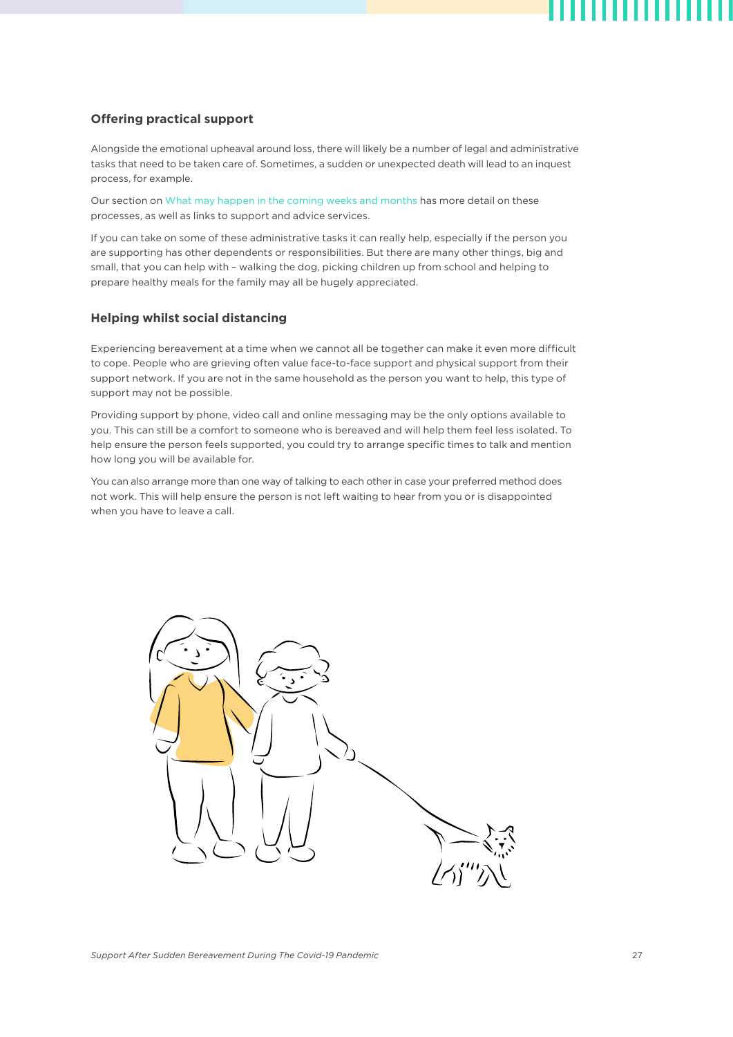## Offering practical support

Alongside the emotional upheaval around loss, there will likely be a number of legal and administrative tasks that need to be taken care of. Sometimes, a sudden or unexpected death will lead to an inquest process, for example.

Our section on What may happen in the coming weeks and months has more detail on these processes, as well as links to support and advice services.

If you can take on some of these administrative tasks it can really help, especially if the person you are supporting has other dependents or responsibilities. But there are many other things, big and small, that you can help with – walking the dog, picking children up from school and helping to prepare healthy meals for the family may all be hugely appreciated.

## Helping whilst social distancing

Experiencing bereavement at a time when we cannot all be together can make it even more difficult to cope. People who are grieving often value face-to-face support and physical support from their support network. If you are not in the same household as the person you want to help, this type of support may not be possible.

Providing support by phone, video call and online messaging may be the only options available to you. This can still be a comfort to someone who is bereaved and will help them feel less isolated. To help ensure the person feels supported, you could try to arrange specific times to talk and mention how long you will be available for.

You can also arrange more than one way of talking to each other in case your preferred method does not work. This will help ensure the person is not left waiting to hear from you or is disappointed when you have to leave a call.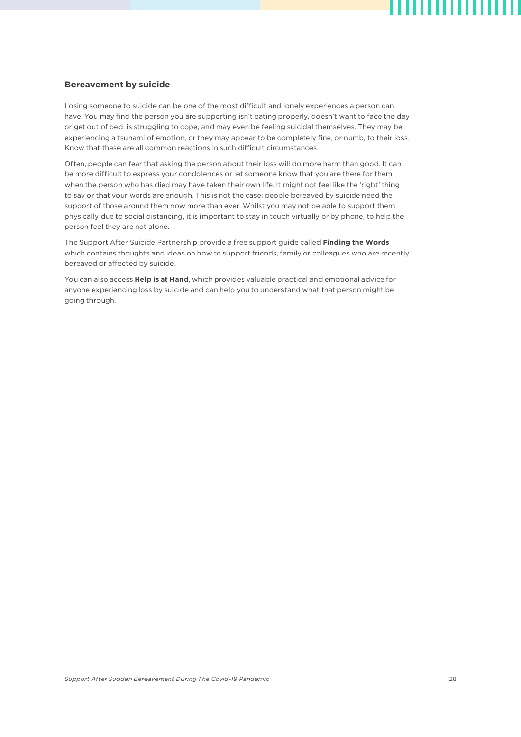### Bereavement by suicide

Losing someone to suicide can be one of the most difficult and lonely experiences a person can have. You may find the person you are supporting isn't eating properly, doesn't want to face the day or get out of bed, is struggling to cope, and may even be feeling suicidal themselves. They may be experiencing a tsunami of emotion, or they may appear to be completely fine, or numb, to their loss. Know that these are all common reactions in such difficult circumstances.

Often, people can fear that asking the person about their loss will do more harm than good. It can be more difficult to express your condolences or let someone know that you are there for them when the person who has died may have taken their own life. It might not feel like the 'right' thing to say or that your words are enough. This is not the case; people bereaved by suicide need the support of those around them now more than ever. Whilst you may not be able to support them physically due to social distancing, it is important to stay in touch virtually or by phone, to help the person feel they are not alone.

The Support After Suicide Partnership provide a free support guide called **Finding the Words** which contains thoughts and ideas on how to support friends, family or colleagues who are recently bereaved or affected by suicide.

You can also access **Help is at Hand**, which provides valuable practical and emotional advice for anyone experiencing loss by suicide and can help you to understand what that person might be going through.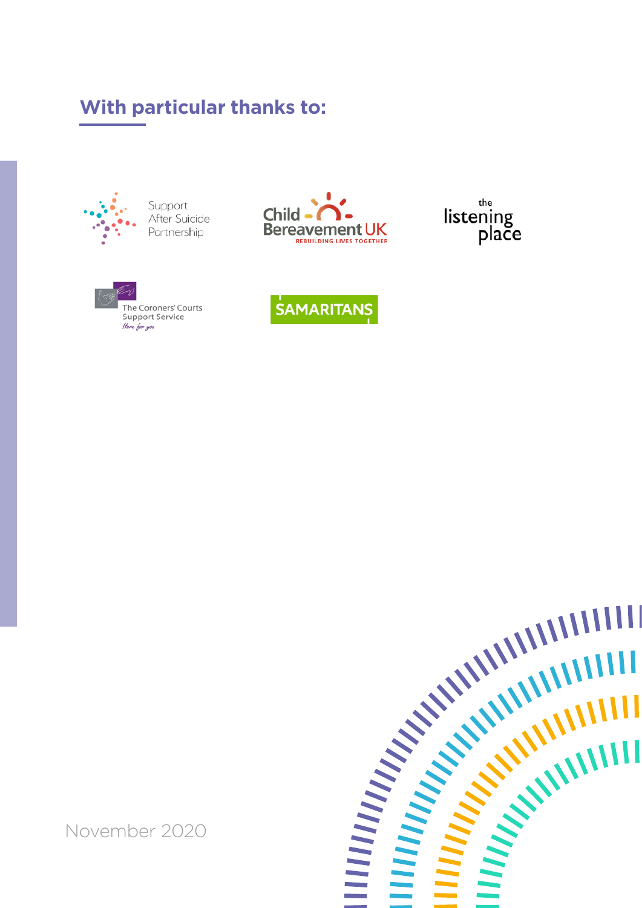## With particular thanks to:

Support After Suicide Partnership

Child Bereavement UK
REBUILDING LIVES TOGETHER

the listening place

The Coroners' Courts Support Service
Here for you

SAMARITANS

November 2020